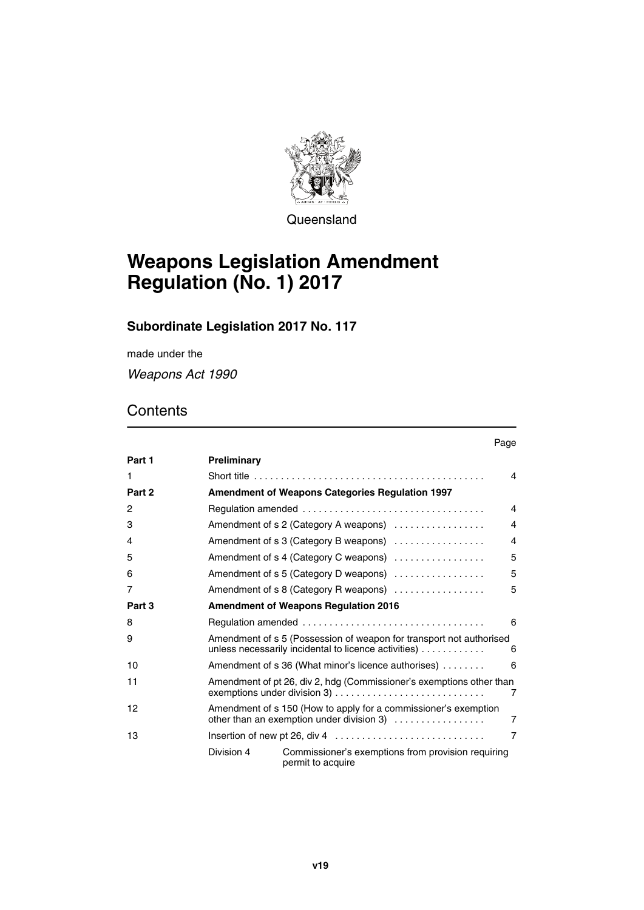Queensland

# Weapons Legislation Amendment Regulation (No. 1) 2017

## Subordinate Legislation 2017 No. 117

made under the

*Weapons Act 1990*

## Contents

| | | Page |
|---|---|---|
| **Part 1** | **Preliminary** | |
| 1 | Short title | 4 |
| **Part 2** | **Amendment of Weapons Categories Regulation 1997** | |
| 2 | Regulation amended | 4 |
| 3 | Amendment of s 2 (Category A weapons) | 4 |
| 4 | Amendment of s 3 (Category B weapons) | 4 |
| 5 | Amendment of s 4 (Category C weapons) | 5 |
| 6 | Amendment of s 5 (Category D weapons) | 5 |
| 7 | Amendment of s 8 (Category R weapons) | 5 |
| **Part 3** | **Amendment of Weapons Regulation 2016** | |
| 8 | Regulation amended | 6 |
| 9 | Amendment of s 5 (Possession of weapon for transport not authorised unless necessarily incidental to licence activities) | 6 |
| 10 | Amendment of s 36 (What minor's licence authorises) | 6 |
| 11 | Amendment of pt 26, div 2, hdg (Commissioner's exemptions other than exemptions under division 3) | 7 |
| 12 | Amendment of s 150 (How to apply for a commissioner's exemption other than an exemption under division 3) | 7 |
| 13 | Insertion of new pt 26, div 4 | 7 |
| | Division 4 — Commissioner's exemptions from provision requiring permit to acquire | |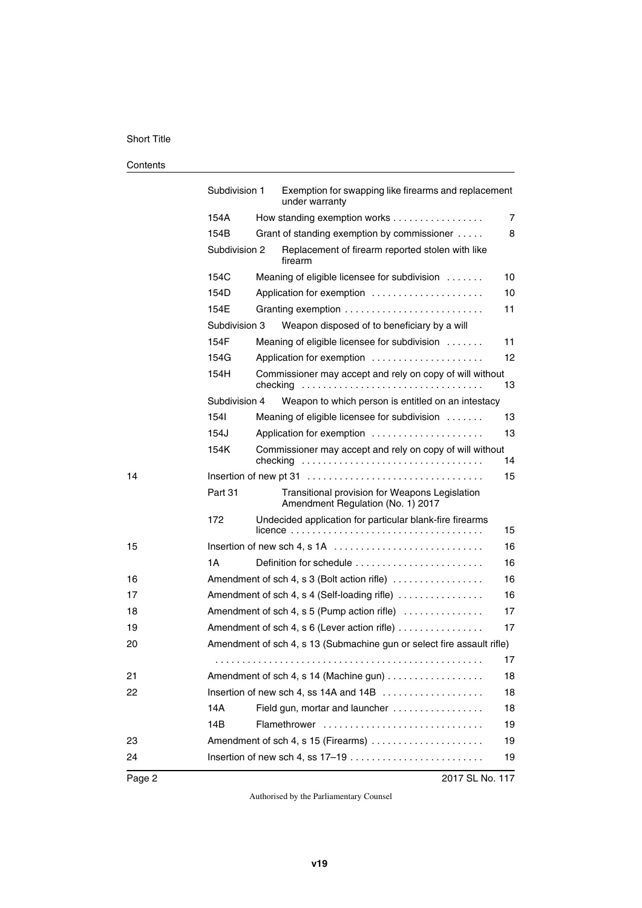Contents

| | | | |
|---|---|---|---|
| | Subdivision 1 | Exemption for swapping like firearms and replacement under warranty | |
| | 154A | How standing exemption works | 7 |
| | 154B | Grant of standing exemption by commissioner | 8 |
| | Subdivision 2 | Replacement of firearm reported stolen with like firearm | |
| | 154C | Meaning of eligible licensee for subdivision | 10 |
| | 154D | Application for exemption | 10 |
| | 154E | Granting exemption | 11 |
| | Subdivision 3 | Weapon disposed of to beneficiary by a will | |
| | 154F | Meaning of eligible licensee for subdivision | 11 |
| | 154G | Application for exemption | 12 |
| | 154H | Commissioner may accept and rely on copy of will without checking | 13 |
| | Subdivision 4 | Weapon to which person is entitled on an intestacy | |
| | 154I | Meaning of eligible licensee for subdivision | 13 |
| | 154J | Application for exemption | 13 |
| | 154K | Commissioner may accept and rely on copy of will without checking | 14 |
| 14 | Insertion of new pt 31 | | 15 |
| | Part 31 | Transitional provision for Weapons Legislation Amendment Regulation (No. 1) 2017 | |
| | 172 | Undecided application for particular blank-fire firearms licence | 15 |
| 15 | Insertion of new sch 4, s 1A | | 16 |
| | 1A | Definition for schedule | 16 |
| 16 | Amendment of sch 4, s 3 (Bolt action rifle) | | 16 |
| 17 | Amendment of sch 4, s 4 (Self-loading rifle) | | 16 |
| 18 | Amendment of sch 4, s 5 (Pump action rifle) | | 17 |
| 19 | Amendment of sch 4, s 6 (Lever action rifle) | | 17 |
| 20 | Amendment of sch 4, s 13 (Submachine gun or select fire assault rifle) | | 17 |
| 21 | Amendment of sch 4, s 14 (Machine gun) | | 18 |
| 22 | Insertion of new sch 4, ss 14A and 14B | | 18 |
| | 14A | Field gun, mortar and launcher | 18 |
| | 14B | Flamethrower | 19 |
| 23 | Amendment of sch 4, s 15 (Firearms) | | 19 |
| 24 | Insertion of new sch 4, ss 17–19 | | 19 |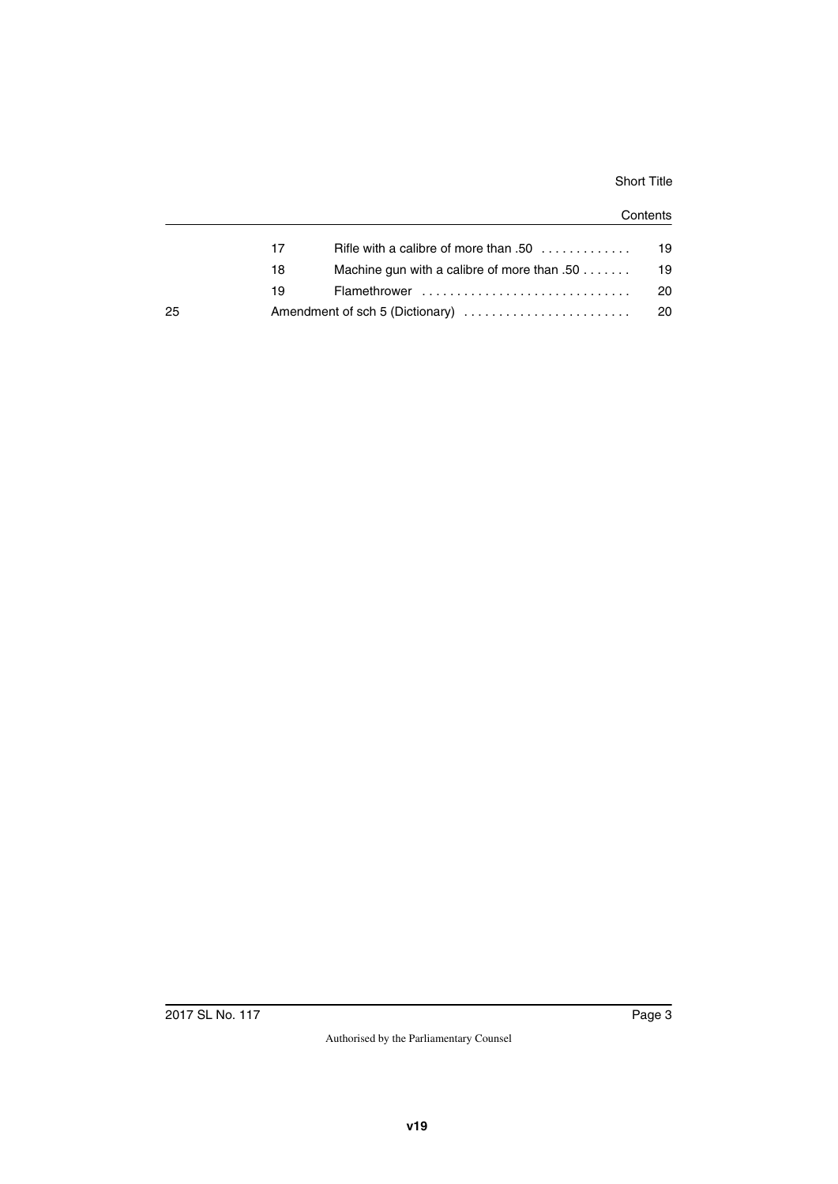| | | | |
|---|---|---|---|
| | 17 | Rifle with a calibre of more than .50 | 19 |
| | 18 | Machine gun with a calibre of more than .50 | 19 |
| | 19 | Flamethrower | 20 |
| 25 | Amendment of sch 5 (Dictionary) | | 20 |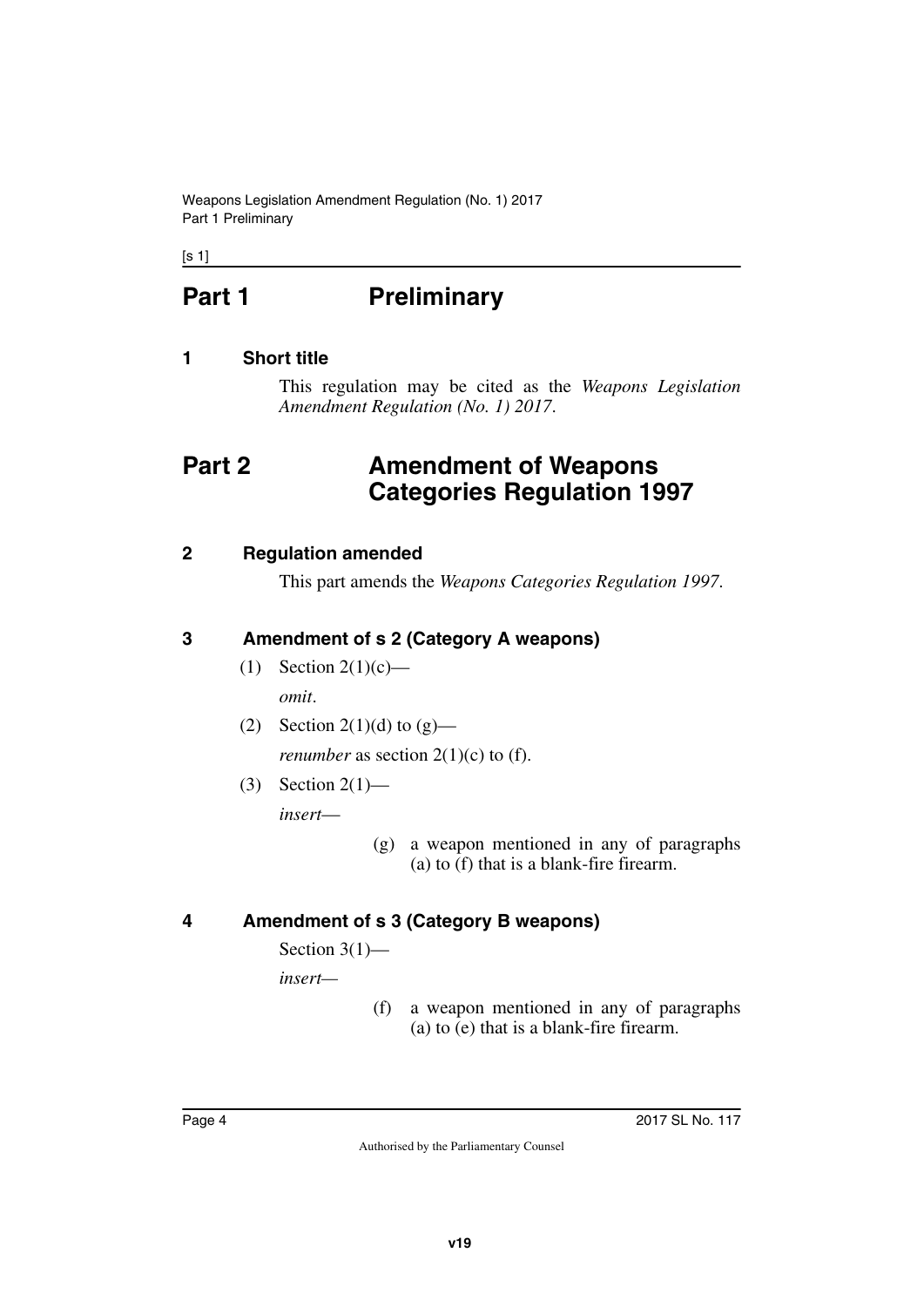# Part 1 Preliminary

## 1 Short title

This regulation may be cited as the *Weapons Legislation Amendment Regulation (No. 1) 2017*.

# Part 2 Amendment of Weapons Categories Regulation 1997

## 2 Regulation amended

This part amends the *Weapons Categories Regulation 1997*.

## 3 Amendment of s 2 (Category A weapons)

(1) Section 2(1)(c)—

*omit*.

(2) Section 2(1)(d) to (g)—

*renumber* as section 2(1)(c) to (f).

(3) Section 2(1)—

*insert*—

(g) a weapon mentioned in any of paragraphs (a) to (f) that is a blank-fire firearm.

## 4 Amendment of s 3 (Category B weapons)

Section 3(1)—

*insert*—

(f) a weapon mentioned in any of paragraphs (a) to (e) that is a blank-fire firearm.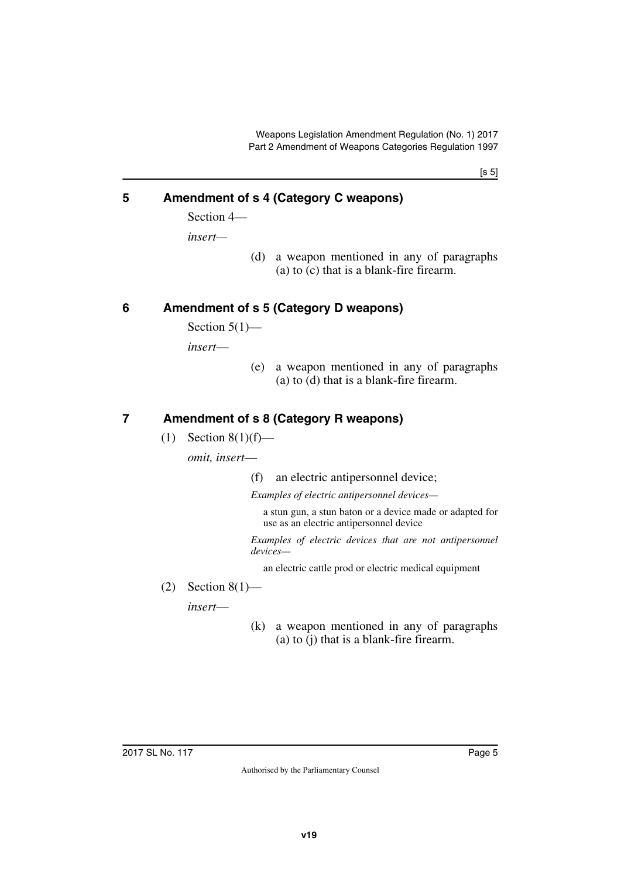## 5 Amendment of s 4 (Category C weapons)

Section 4—

*insert*—

(d) a weapon mentioned in any of paragraphs (a) to (c) that is a blank-fire firearm.

## 6 Amendment of s 5 (Category D weapons)

Section 5(1)—

*insert*—

(e) a weapon mentioned in any of paragraphs (a) to (d) that is a blank-fire firearm.

## 7 Amendment of s 8 (Category R weapons)

(1) Section 8(1)(f)—

*omit, insert*—

(f) an electric antipersonnel device;

*Examples of electric antipersonnel devices—*

a stun gun, a stun baton or a device made or adapted for use as an electric antipersonnel device

*Examples of electric devices that are not antipersonnel devices—*

an electric cattle prod or electric medical equipment

(2) Section 8(1)—

*insert*—

(k) a weapon mentioned in any of paragraphs (a) to (j) that is a blank-fire firearm.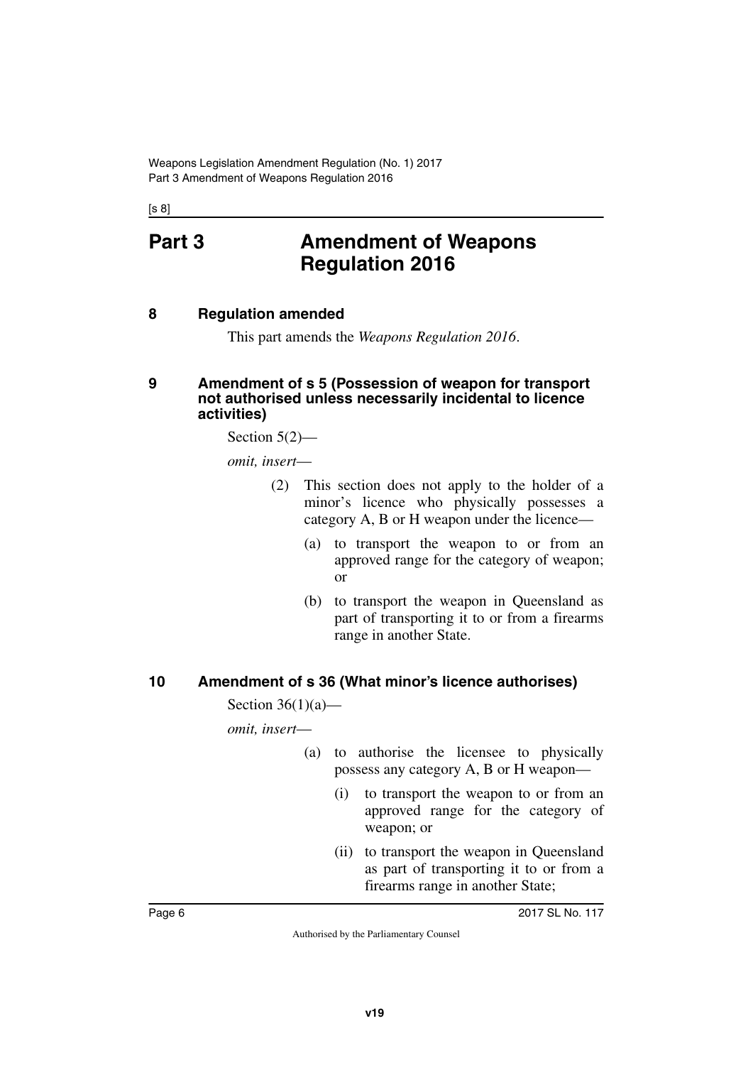# Part 3 Amendment of Weapons Regulation 2016

## 8 Regulation amended

This part amends the *Weapons Regulation 2016*.

## 9 Amendment of s 5 (Possession of weapon for transport not authorised unless necessarily incidental to licence activities)

Section 5(2)—

*omit, insert*—

(2) This section does not apply to the holder of a minor's licence who physically possesses a category A, B or H weapon under the licence—

(a) to transport the weapon to or from an approved range for the category of weapon; or

(b) to transport the weapon in Queensland as part of transporting it to or from a firearms range in another State.

## 10 Amendment of s 36 (What minor's licence authorises)

Section 36(1)(a)—

*omit, insert*—

(a) to authorise the licensee to physically possess any category A, B or H weapon—

(i) to transport the weapon to or from an approved range for the category of weapon; or

(ii) to transport the weapon in Queensland as part of transporting it to or from a firearms range in another State;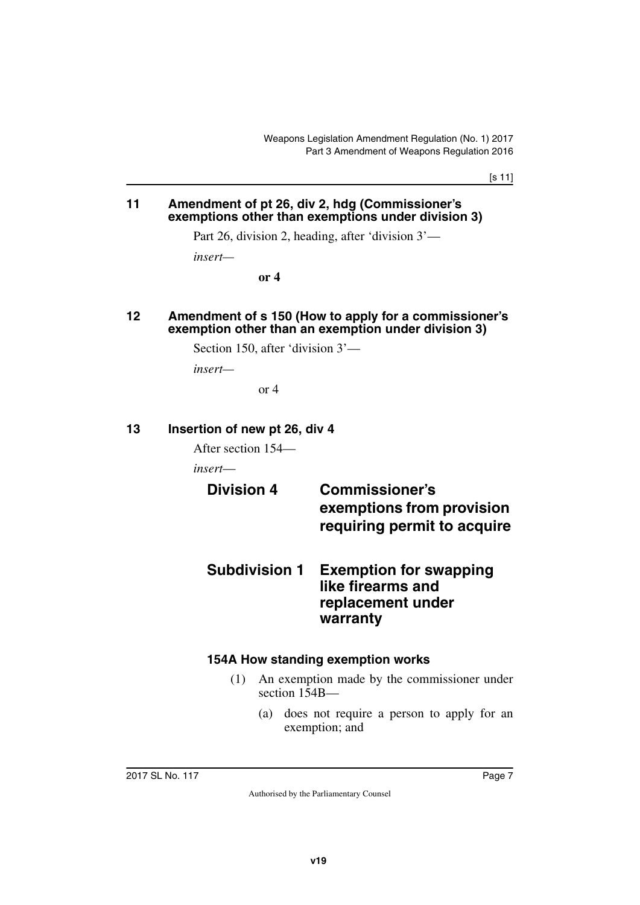## 11 Amendment of pt 26, div 2, hdg (Commissioner's exemptions other than exemptions under division 3)

Part 26, division 2, heading, after 'division 3'—

*insert*—

**or 4**

## 12 Amendment of s 150 (How to apply for a commissioner's exemption other than an exemption under division 3)

Section 150, after 'division 3'—

*insert*—

or 4

## 13 Insertion of new pt 26, div 4

After section 154—

*insert*—

# Division 4 Commissioner's exemptions from provision requiring permit to acquire

# Subdivision 1 Exemption for swapping like firearms and replacement under warranty

### 154A How standing exemption works

(1) An exemption made by the commissioner under section 154B—

(a) does not require a person to apply for an exemption; and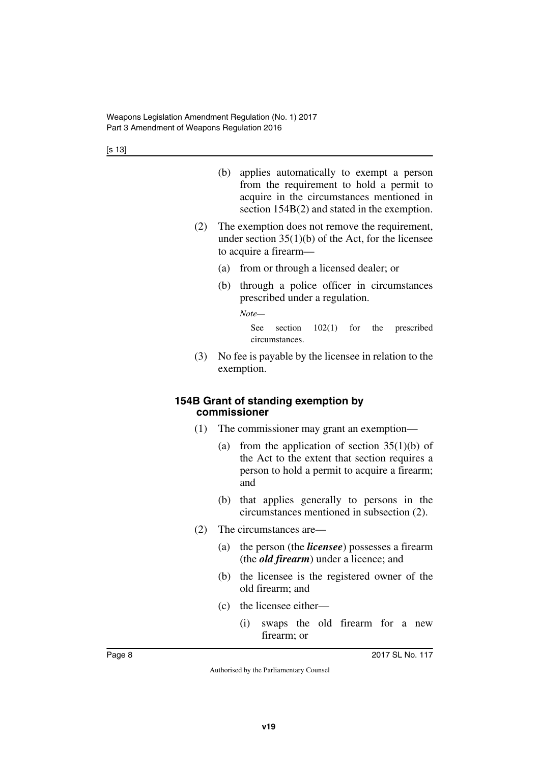(b) applies automatically to exempt a person from the requirement to hold a permit to acquire in the circumstances mentioned in section 154B(2) and stated in the exemption.

(2) The exemption does not remove the requirement, under section 35(1)(b) of the Act, for the licensee to acquire a firearm—

(a) from or through a licensed dealer; or

(b) through a police officer in circumstances prescribed under a regulation.

*Note—*

See section 102(1) for the prescribed circumstances.

(3) No fee is payable by the licensee in relation to the exemption.

### 154B Grant of standing exemption by commissioner

(1) The commissioner may grant an exemption—

(a) from the application of section 35(1)(b) of the Act to the extent that section requires a person to hold a permit to acquire a firearm; and

(b) that applies generally to persons in the circumstances mentioned in subsection (2).

(2) The circumstances are—

(a) the person (the ***licensee***) possesses a firearm (the ***old firearm***) under a licence; and

(b) the licensee is the registered owner of the old firearm; and

(c) the licensee either—

(i) swaps the old firearm for a new firearm; or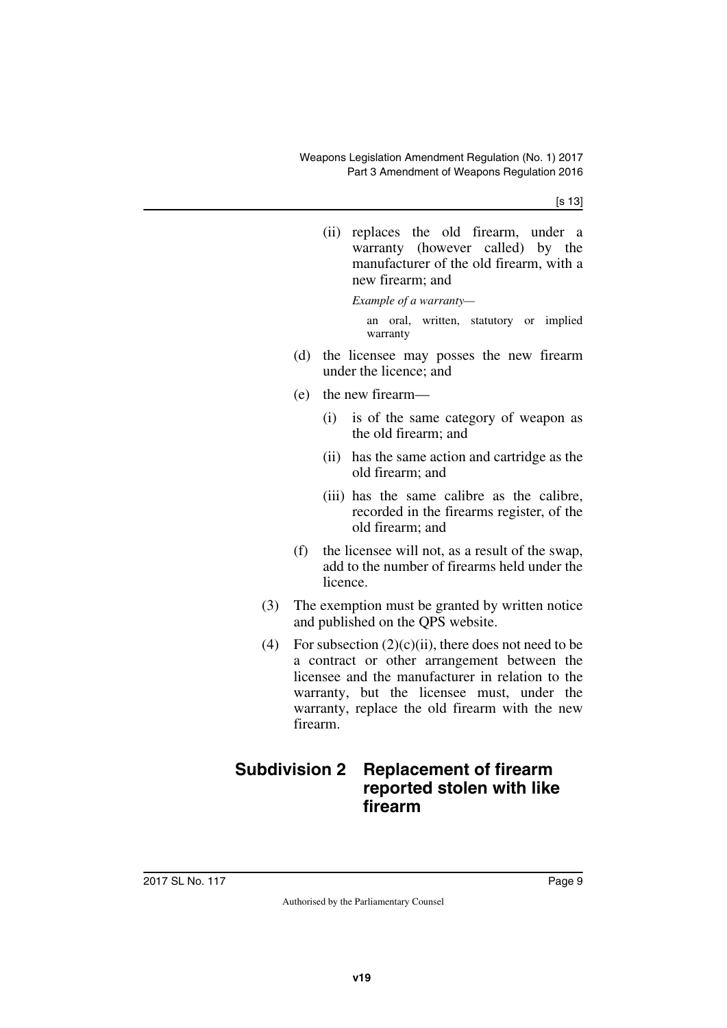(ii) replaces the old firearm, under a warranty (however called) by the manufacturer of the old firearm, with a new firearm; and

*Example of a warranty—*

an oral, written, statutory or implied warranty

(d) the licensee may posses the new firearm under the licence; and

(e) the new firearm—

(i) is of the same category of weapon as the old firearm; and

(ii) has the same action and cartridge as the old firearm; and

(iii) has the same calibre as the calibre, recorded in the firearms register, of the old firearm; and

(f) the licensee will not, as a result of the swap, add to the number of firearms held under the licence.

(3) The exemption must be granted by written notice and published on the QPS website.

(4) For subsection (2)(c)(ii), there does not need to be a contract or other arrangement between the licensee and the manufacturer in relation to the warranty, but the licensee must, under the warranty, replace the old firearm with the new firearm.

## Subdivision 2 Replacement of firearm reported stolen with like firearm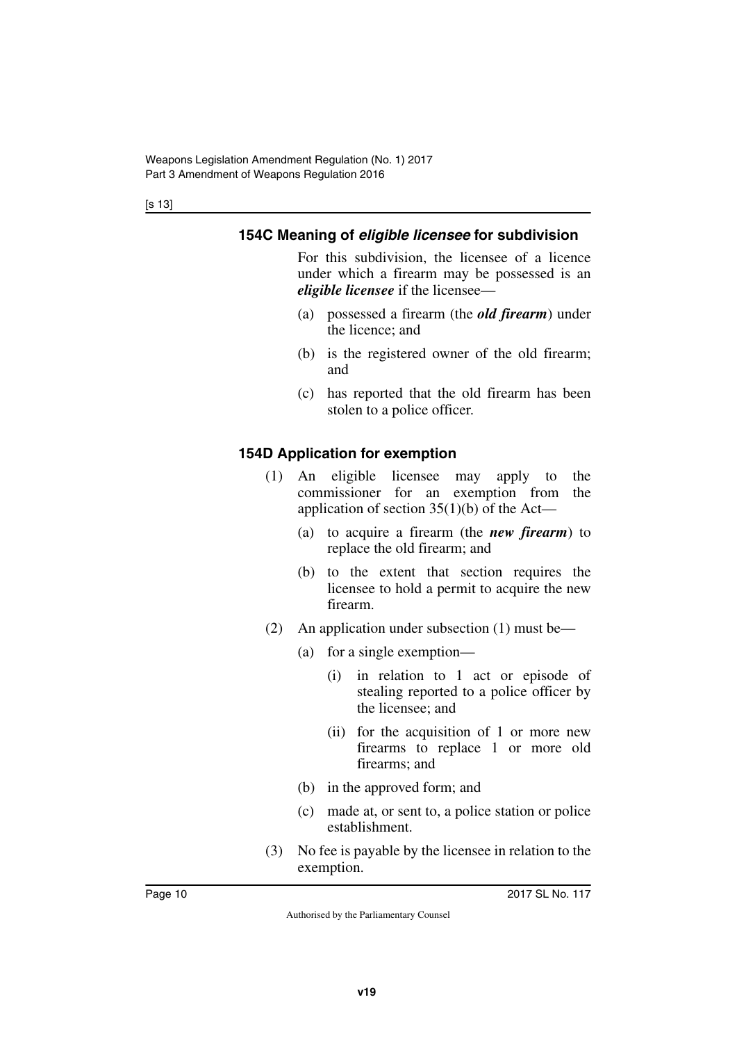### 154C Meaning of ***eligible licensee*** for subdivision

For this subdivision, the licensee of a licence under which a firearm may be possessed is an ***eligible licensee*** if the licensee—

(a) possessed a firearm (the ***old firearm***) under the licence; and

(b) is the registered owner of the old firearm; and

(c) has reported that the old firearm has been stolen to a police officer.

### 154D Application for exemption

(1) An eligible licensee may apply to the commissioner for an exemption from the application of section 35(1)(b) of the Act—

(a) to acquire a firearm (the ***new firearm***) to replace the old firearm; and

(b) to the extent that section requires the licensee to hold a permit to acquire the new firearm.

(2) An application under subsection (1) must be—

(a) for a single exemption—

(i) in relation to 1 act or episode of stealing reported to a police officer by the licensee; and

(ii) for the acquisition of 1 or more new firearms to replace 1 or more old firearms; and

(b) in the approved form; and

(c) made at, or sent to, a police station or police establishment.

(3) No fee is payable by the licensee in relation to the exemption.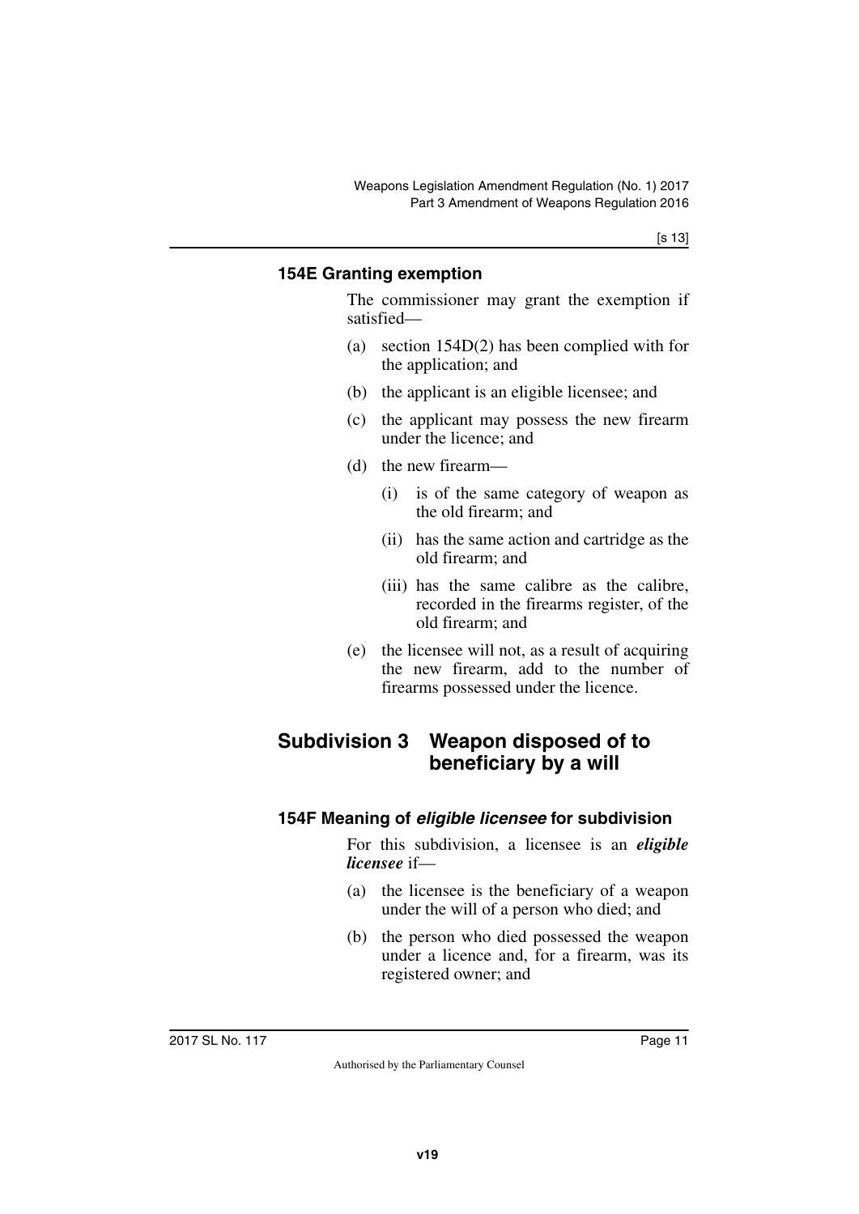### 154E Granting exemption

The commissioner may grant the exemption if satisfied—

(a) section 154D(2) has been complied with for the application; and

(b) the applicant is an eligible licensee; and

(c) the applicant may possess the new firearm under the licence; and

(d) the new firearm—

  (i) is of the same category of weapon as the old firearm; and

  (ii) has the same action and cartridge as the old firearm; and

  (iii) has the same calibre as the calibre, recorded in the firearms register, of the old firearm; and

(e) the licensee will not, as a result of acquiring the new firearm, add to the number of firearms possessed under the licence.

## Subdivision 3 Weapon disposed of to beneficiary by a will

### 154F Meaning of *eligible licensee* for subdivision

For this subdivision, a licensee is an ***eligible licensee*** if—

(a) the licensee is the beneficiary of a weapon under the will of a person who died; and

(b) the person who died possessed the weapon under a licence and, for a firearm, was its registered owner; and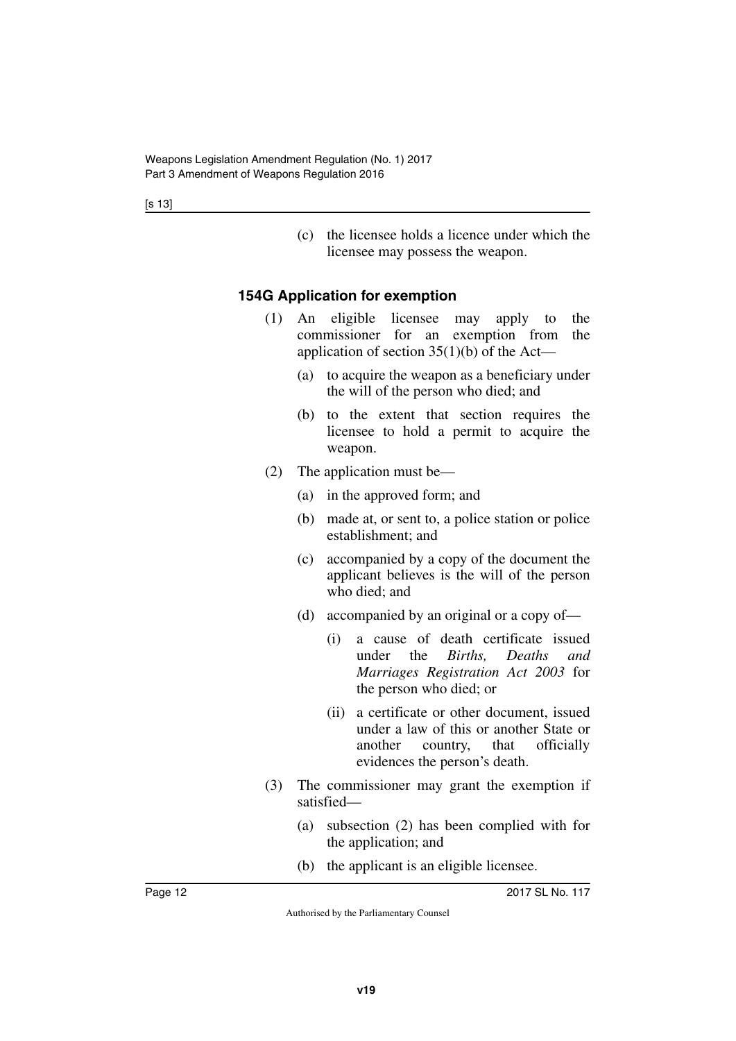(c) the licensee holds a licence under which the licensee may possess the weapon.

### 154G Application for exemption

(1) An eligible licensee may apply to the commissioner for an exemption from the application of section 35(1)(b) of the Act—

(a) to acquire the weapon as a beneficiary under the will of the person who died; and

(b) to the extent that section requires the licensee to hold a permit to acquire the weapon.

(2) The application must be—

(a) in the approved form; and

(b) made at, or sent to, a police station or police establishment; and

(c) accompanied by a copy of the document the applicant believes is the will of the person who died; and

(d) accompanied by an original or a copy of—

(i) a cause of death certificate issued under the *Births, Deaths and Marriages Registration Act 2003* for the person who died; or

(ii) a certificate or other document, issued under a law of this or another State or another country, that officially evidences the person's death.

(3) The commissioner may grant the exemption if satisfied—

(a) subsection (2) has been complied with for the application; and

(b) the applicant is an eligible licensee.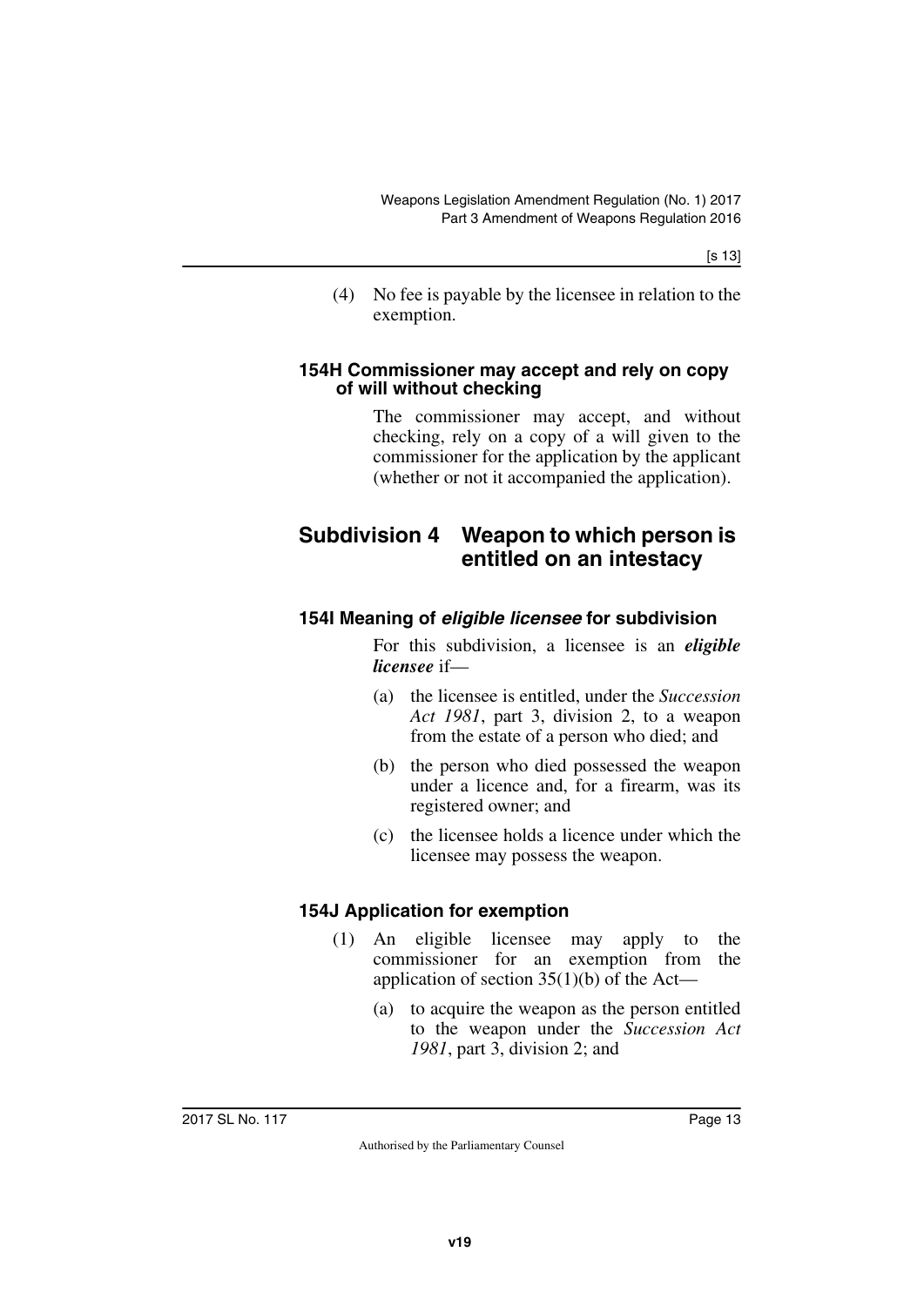(4) No fee is payable by the licensee in relation to the exemption.

### 154H Commissioner may accept and rely on copy of will without checking

The commissioner may accept, and without checking, rely on a copy of a will given to the commissioner for the application by the applicant (whether or not it accompanied the application).

## Subdivision 4 Weapon to which person is entitled on an intestacy

### 154I Meaning of *eligible licensee* for subdivision

For this subdivision, a licensee is an ***eligible licensee*** if—

(a) the licensee is entitled, under the *Succession Act 1981*, part 3, division 2, to a weapon from the estate of a person who died; and

(b) the person who died possessed the weapon under a licence and, for a firearm, was its registered owner; and

(c) the licensee holds a licence under which the licensee may possess the weapon.

### 154J Application for exemption

(1) An eligible licensee may apply to the commissioner for an exemption from the application of section 35(1)(b) of the Act—

(a) to acquire the weapon as the person entitled to the weapon under the *Succession Act 1981*, part 3, division 2; and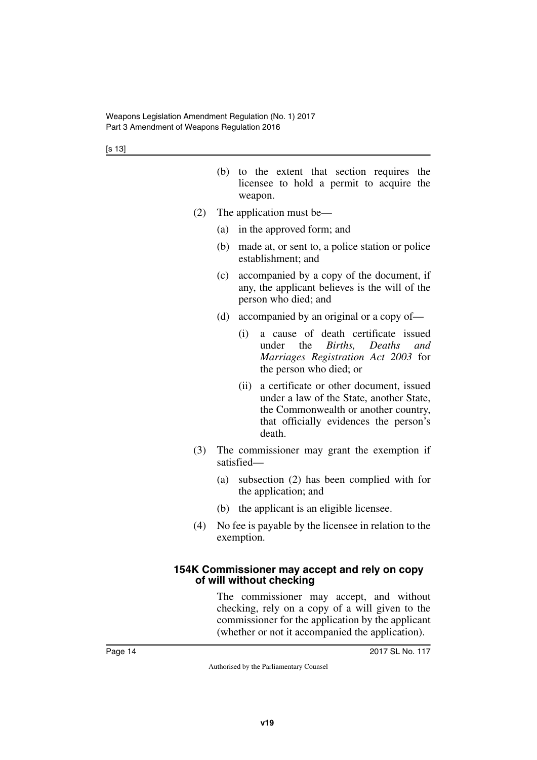(b) to the extent that section requires the licensee to hold a permit to acquire the weapon.

(2) The application must be—

(a) in the approved form; and

(b) made at, or sent to, a police station or police establishment; and

(c) accompanied by a copy of the document, if any, the applicant believes is the will of the person who died; and

(d) accompanied by an original or a copy of—

(i) a cause of death certificate issued under the *Births, Deaths and Marriages Registration Act 2003* for the person who died; or

(ii) a certificate or other document, issued under a law of the State, another State, the Commonwealth or another country, that officially evidences the person's death.

(3) The commissioner may grant the exemption if satisfied—

(a) subsection (2) has been complied with for the application; and

(b) the applicant is an eligible licensee.

(4) No fee is payable by the licensee in relation to the exemption.

### 154K Commissioner may accept and rely on copy of will without checking

The commissioner may accept, and without checking, rely on a copy of a will given to the commissioner for the application by the applicant (whether or not it accompanied the application).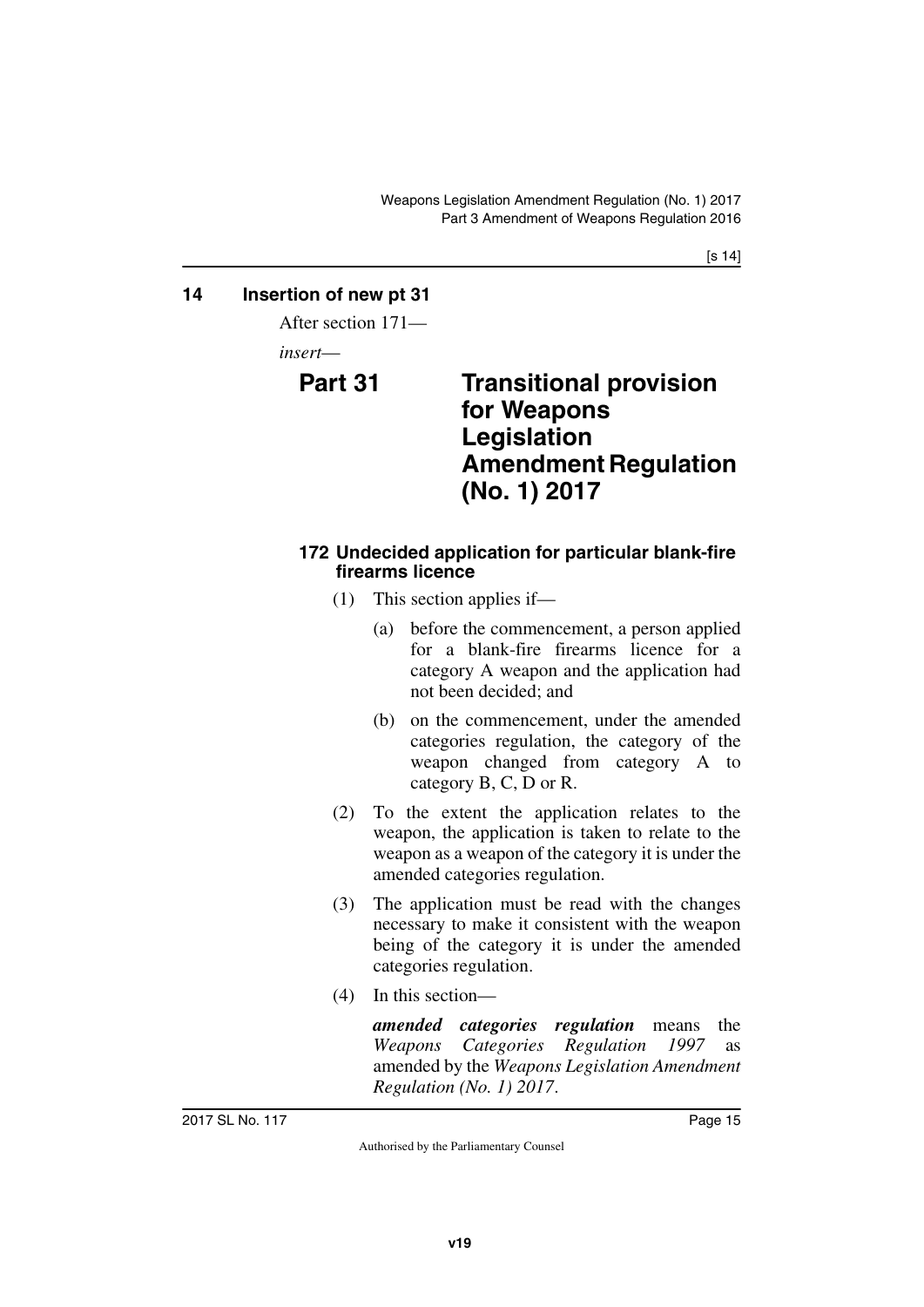## 14 Insertion of new pt 31

After section 171—

*insert*—

# Part 31 Transitional provision for Weapons Legislation Amendment Regulation (No. 1) 2017

### 172 Undecided application for particular blank-fire firearms licence

(1) This section applies if—

(a) before the commencement, a person applied for a blank-fire firearms licence for a category A weapon and the application had not been decided; and

(b) on the commencement, under the amended categories regulation, the category of the weapon changed from category A to category B, C, D or R.

(2) To the extent the application relates to the weapon, the application is taken to relate to the weapon as a weapon of the category it is under the amended categories regulation.

(3) The application must be read with the changes necessary to make it consistent with the weapon being of the category it is under the amended categories regulation.

(4) In this section—

***amended categories regulation*** means the *Weapons Categories Regulation 1997* as amended by the *Weapons Legislation Amendment Regulation (No. 1) 2017*.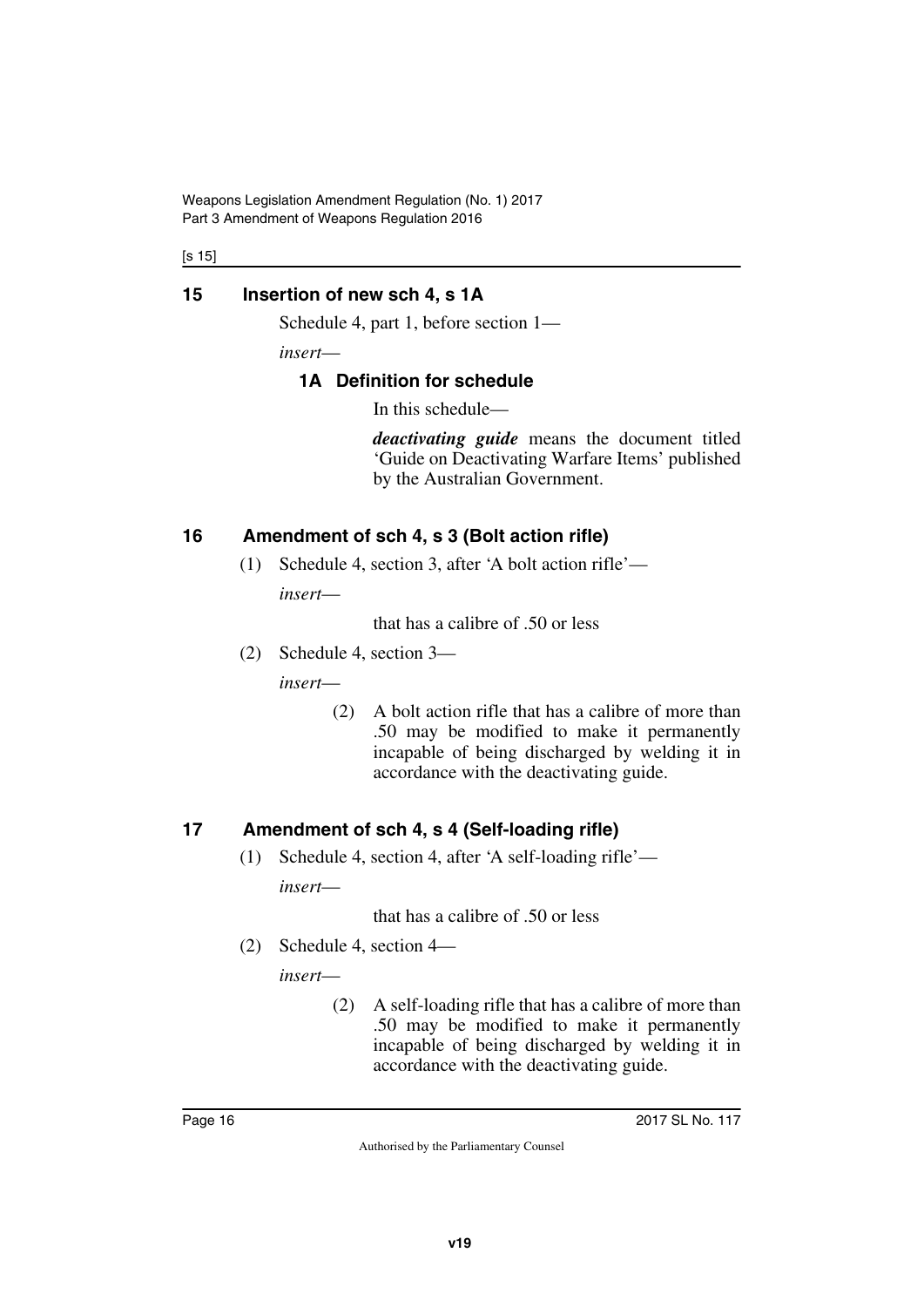## 15 Insertion of new sch 4, s 1A

Schedule 4, part 1, before section 1—

*insert*—

### 1A Definition for schedule

In this schedule—

***deactivating guide*** means the document titled 'Guide on Deactivating Warfare Items' published by the Australian Government.

## 16 Amendment of sch 4, s 3 (Bolt action rifle)

(1) Schedule 4, section 3, after 'A bolt action rifle'—

*insert*—

that has a calibre of .50 or less

(2) Schedule 4, section 3—

*insert*—

(2) A bolt action rifle that has a calibre of more than .50 may be modified to make it permanently incapable of being discharged by welding it in accordance with the deactivating guide.

## 17 Amendment of sch 4, s 4 (Self-loading rifle)

(1) Schedule 4, section 4, after 'A self-loading rifle'—

*insert*—

that has a calibre of .50 or less

(2) Schedule 4, section 4—

*insert*—

(2) A self-loading rifle that has a calibre of more than .50 may be modified to make it permanently incapable of being discharged by welding it in accordance with the deactivating guide.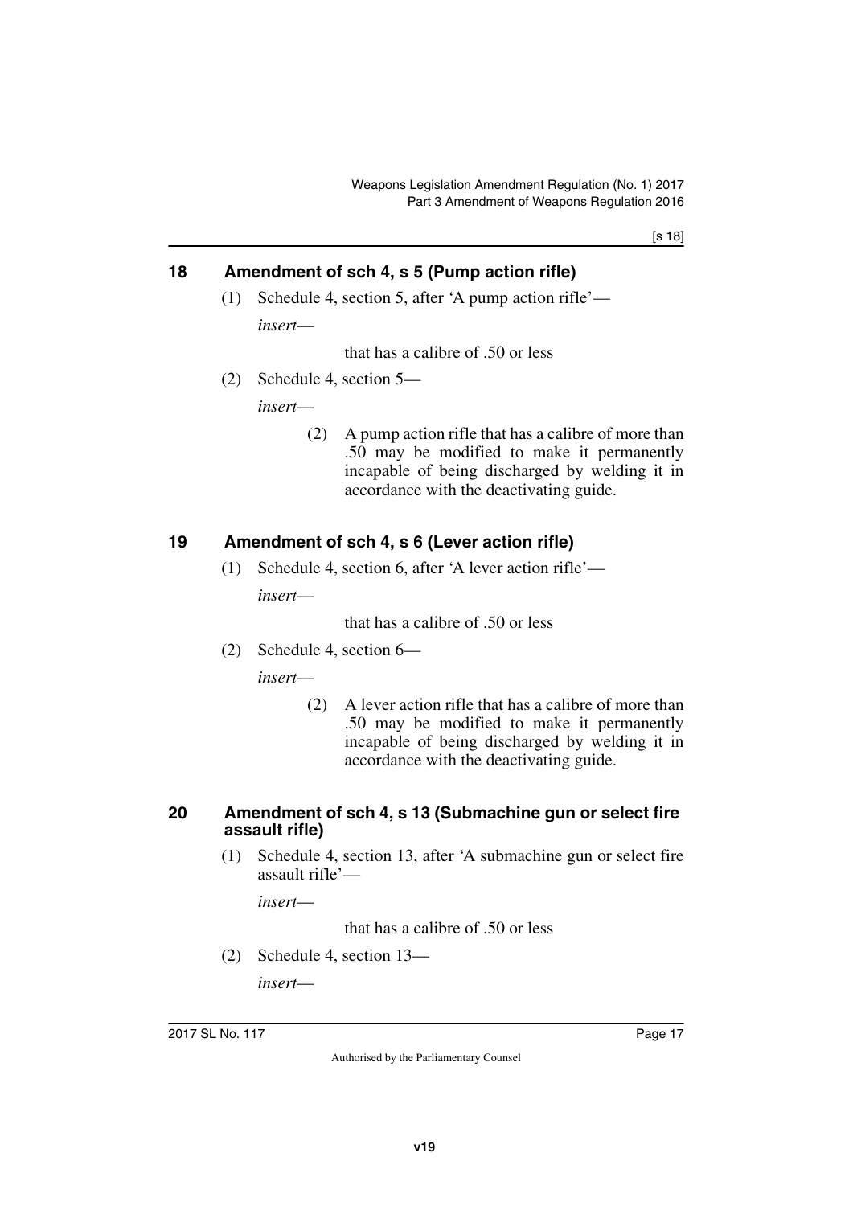## 18 Amendment of sch 4, s 5 (Pump action rifle)

(1) Schedule 4, section 5, after 'A pump action rifle'—

*insert*—

that has a calibre of .50 or less

(2) Schedule 4, section 5—

*insert*—

(2) A pump action rifle that has a calibre of more than .50 may be modified to make it permanently incapable of being discharged by welding it in accordance with the deactivating guide.

## 19 Amendment of sch 4, s 6 (Lever action rifle)

(1) Schedule 4, section 6, after 'A lever action rifle'—

*insert*—

that has a calibre of .50 or less

(2) Schedule 4, section 6—

*insert*—

(2) A lever action rifle that has a calibre of more than .50 may be modified to make it permanently incapable of being discharged by welding it in accordance with the deactivating guide.

## 20 Amendment of sch 4, s 13 (Submachine gun or select fire assault rifle)

(1) Schedule 4, section 13, after 'A submachine gun or select fire assault rifle'—

*insert*—

that has a calibre of .50 or less

(2) Schedule 4, section 13—

*insert*—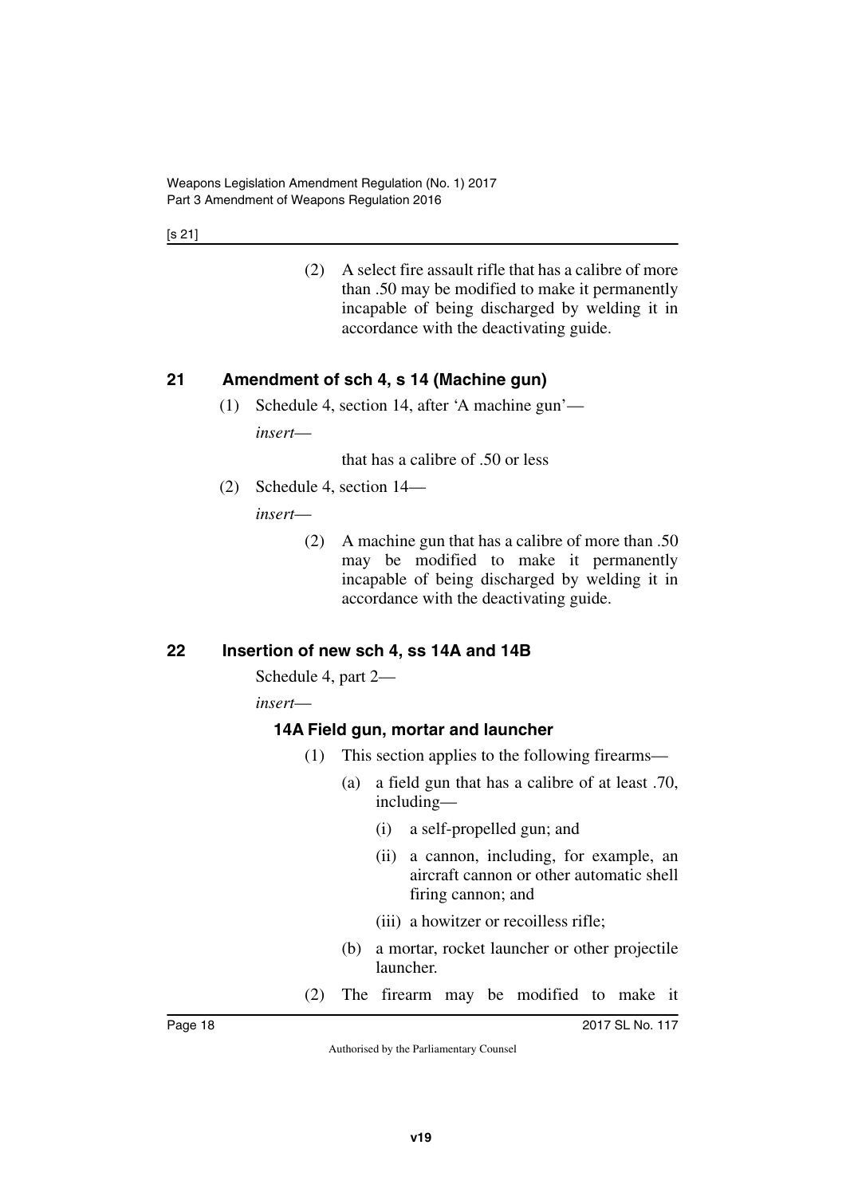(2) A select fire assault rifle that has a calibre of more than .50 may be modified to make it permanently incapable of being discharged by welding it in accordance with the deactivating guide.

## 21 Amendment of sch 4, s 14 (Machine gun)

(1) Schedule 4, section 14, after 'A machine gun'—

*insert*—

that has a calibre of .50 or less

(2) Schedule 4, section 14—

*insert*—

(2) A machine gun that has a calibre of more than .50 may be modified to make it permanently incapable of being discharged by welding it in accordance with the deactivating guide.

## 22 Insertion of new sch 4, ss 14A and 14B

Schedule 4, part 2—

*insert*—

### 14A Field gun, mortar and launcher

(1) This section applies to the following firearms—

(a) a field gun that has a calibre of at least .70, including—

(i) a self-propelled gun; and

(ii) a cannon, including, for example, an aircraft cannon or other automatic shell firing cannon; and

(iii) a howitzer or recoilless rifle;

(b) a mortar, rocket launcher or other projectile launcher.

(2) The firearm may be modified to make it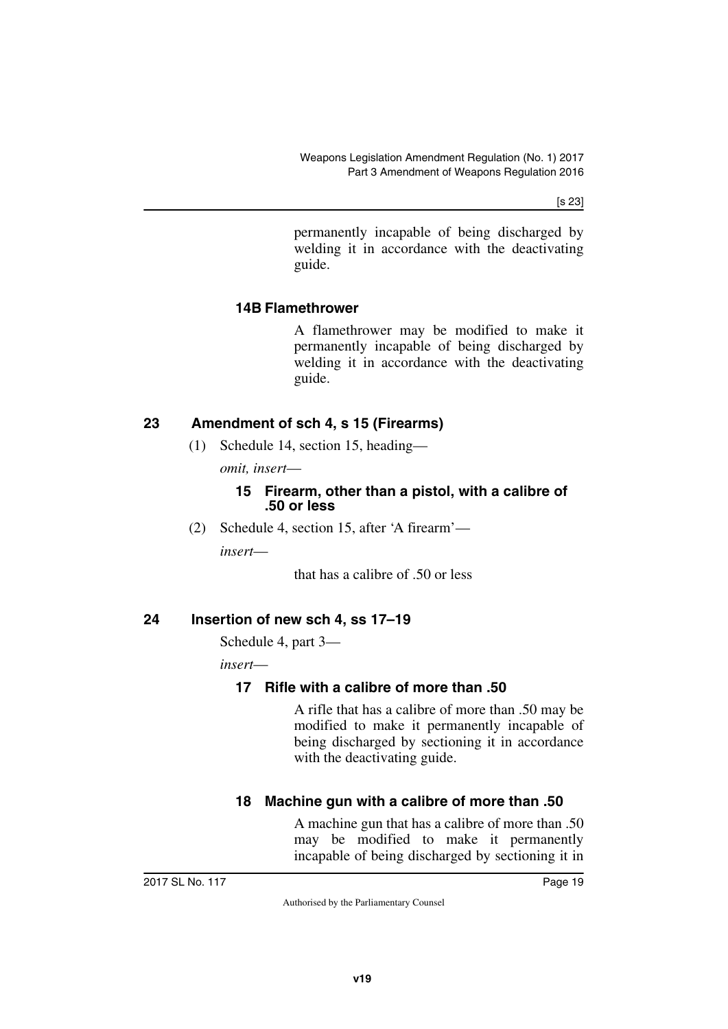permanently incapable of being discharged by welding it in accordance with the deactivating guide.

### 14B Flamethrower

A flamethrower may be modified to make it permanently incapable of being discharged by welding it in accordance with the deactivating guide.

## 23 Amendment of sch 4, s 15 (Firearms)

(1) Schedule 14, section 15, heading—

*omit, insert*—

### 15 Firearm, other than a pistol, with a calibre of .50 or less

(2) Schedule 4, section 15, after 'A firearm'—

*insert*—

that has a calibre of .50 or less

## 24 Insertion of new sch 4, ss 17–19

Schedule 4, part 3—

*insert*—

### 17 Rifle with a calibre of more than .50

A rifle that has a calibre of more than .50 may be modified to make it permanently incapable of being discharged by sectioning it in accordance with the deactivating guide.

### 18 Machine gun with a calibre of more than .50

A machine gun that has a calibre of more than .50 may be modified to make it permanently incapable of being discharged by sectioning it in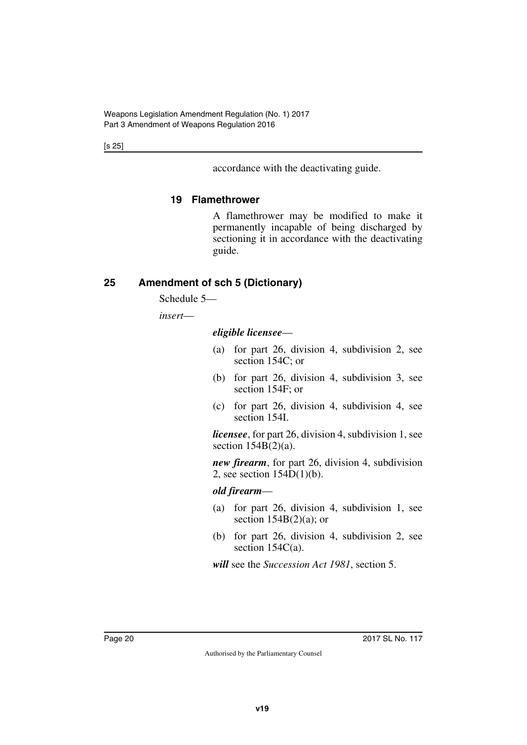accordance with the deactivating guide.

### 19 Flamethrower

A flamethrower may be modified to make it permanently incapable of being discharged by sectioning it in accordance with the deactivating guide.

## 25 Amendment of sch 5 (Dictionary)

Schedule 5—

*insert*—

***eligible licensee***—

(a) for part 26, division 4, subdivision 2, see section 154C; or

(b) for part 26, division 4, subdivision 3, see section 154F; or

(c) for part 26, division 4, subdivision 4, see section 154I.

***licensee***, for part 26, division 4, subdivision 1, see section 154B(2)(a).

***new firearm***, for part 26, division 4, subdivision 2, see section 154D(1)(b).

***old firearm***—

(a) for part 26, division 4, subdivision 1, see section 154B(2)(a); or

(b) for part 26, division 4, subdivision 2, see section 154C(a).

***will*** see the *Succession Act 1981*, section 5.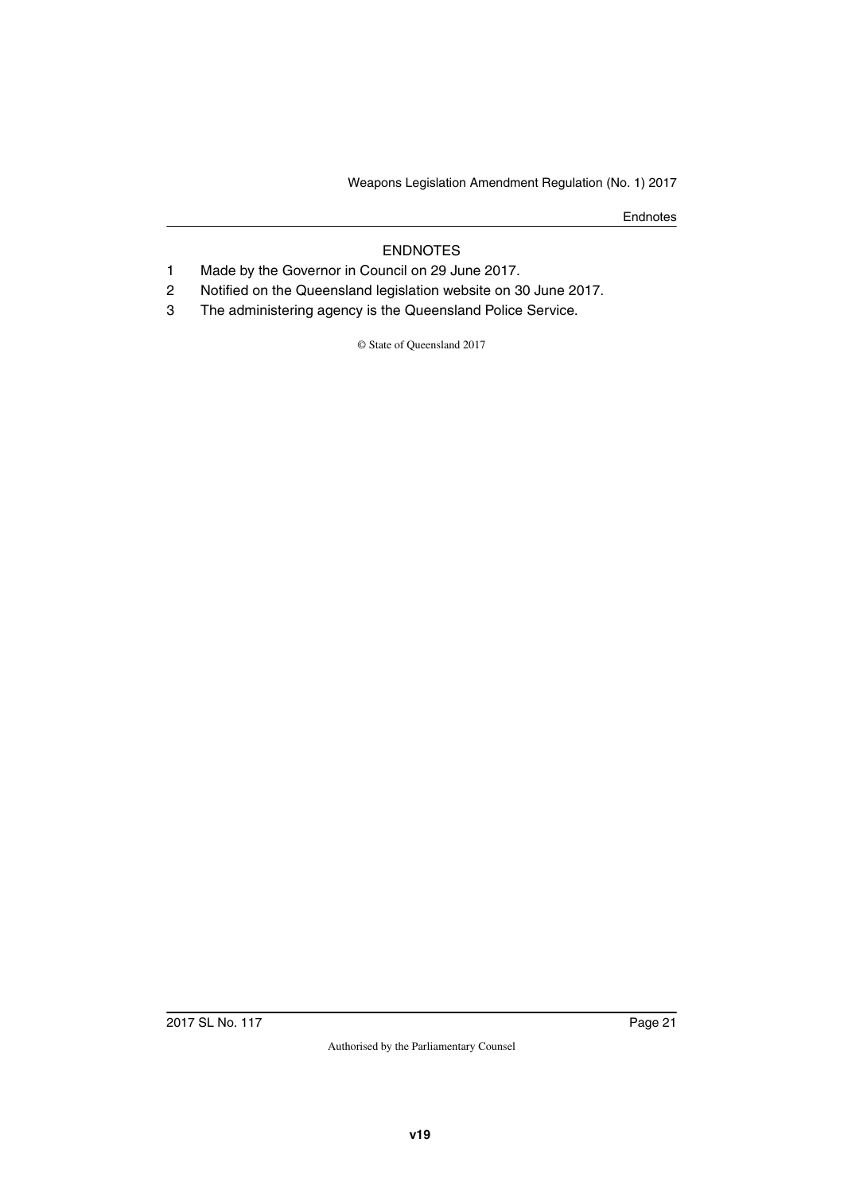## ENDNOTES

1 Made by the Governor in Council on 29 June 2017.

2 Notified on the Queensland legislation website on 30 June 2017.

3 The administering agency is the Queensland Police Service.

© State of Queensland 2017

Authorised by the Parliamentary Counsel